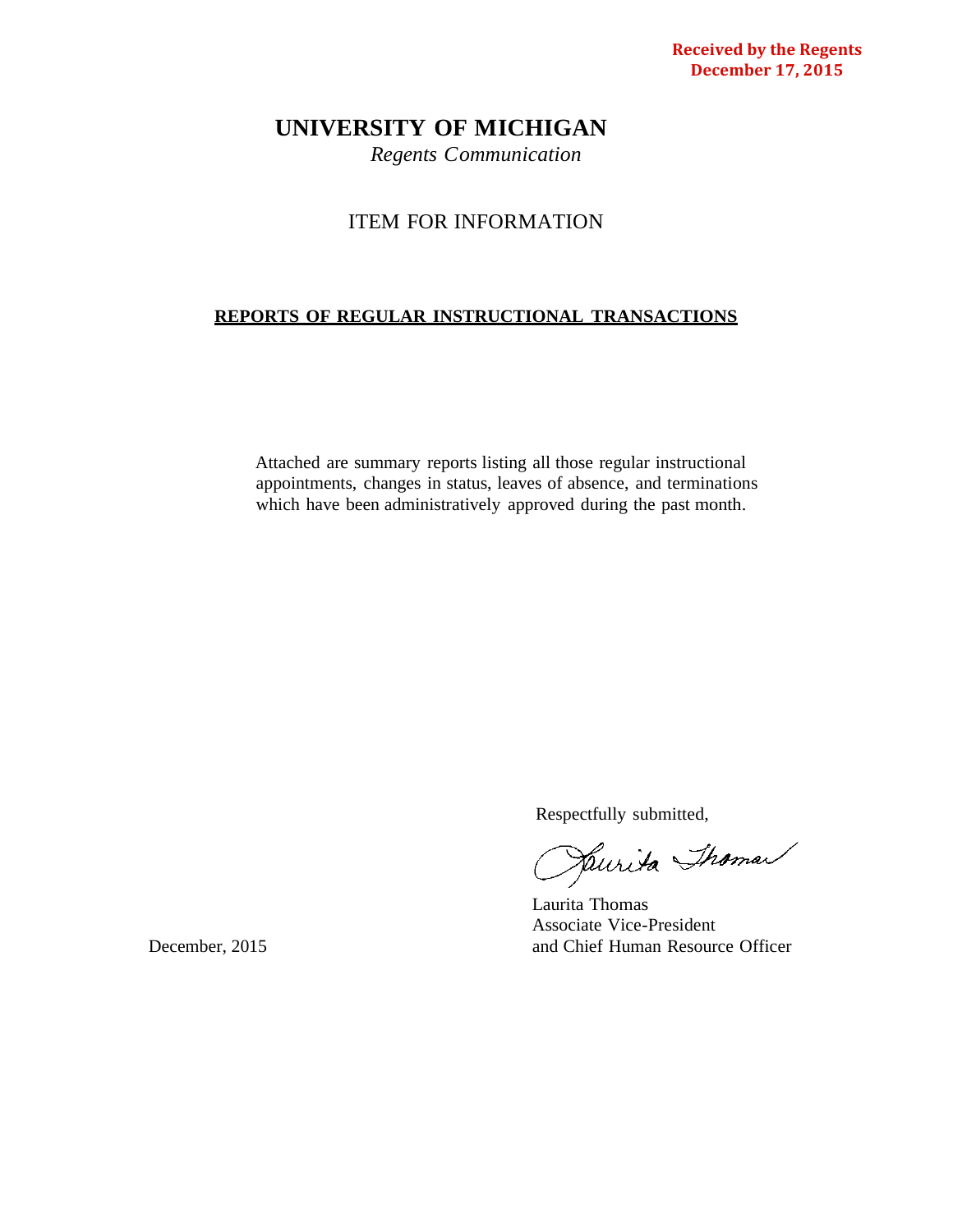**Received by the Regents**
**December 17, 2015**

# UNIVERSITY OF MICHIGAN

*Regents Communication*

## ITEM FOR INFORMATION

**REPORTS OF REGULAR INSTRUCTIONAL TRANSACTIONS**

Attached are summary reports listing all those regular instructional appointments, changes in status, leaves of absence, and terminations which have been administratively approved during the past month.

Respectfully submitted,

Laurita Thomas
Associate Vice-President
and Chief Human Resource Officer

December, 2015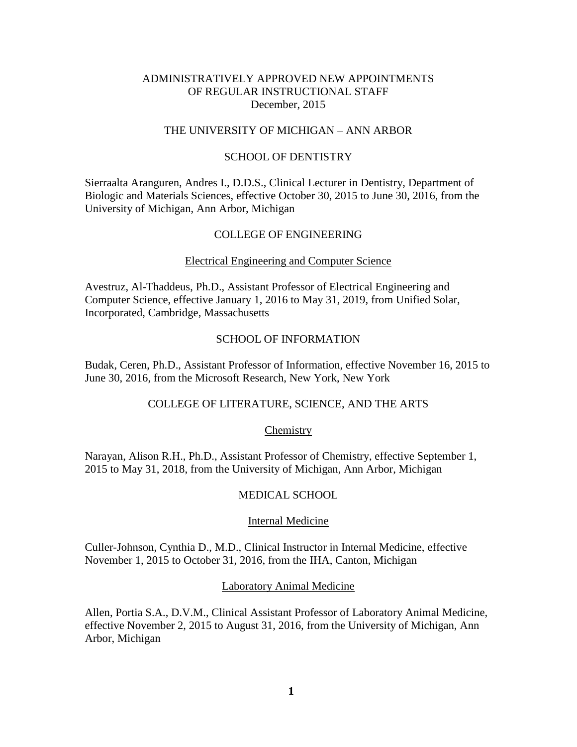# ADMINISTRATIVELY APPROVED NEW APPOINTMENTS OF REGULAR INSTRUCTIONAL STAFF
December, 2015

## THE UNIVERSITY OF MICHIGAN – ANN ARBOR

### SCHOOL OF DENTISTRY

Sierraalta Aranguren, Andres I., D.D.S., Clinical Lecturer in Dentistry, Department of Biologic and Materials Sciences, effective October 30, 2015 to June 30, 2016, from the University of Michigan, Ann Arbor, Michigan

### COLLEGE OF ENGINEERING

#### Electrical Engineering and Computer Science

Avestruz, Al-Thaddeus, Ph.D., Assistant Professor of Electrical Engineering and Computer Science, effective January 1, 2016 to May 31, 2019, from Unified Solar, Incorporated, Cambridge, Massachusetts

### SCHOOL OF INFORMATION

Budak, Ceren, Ph.D., Assistant Professor of Information, effective November 16, 2015 to June 30, 2016, from the Microsoft Research, New York, New York

### COLLEGE OF LITERATURE, SCIENCE, AND THE ARTS

#### Chemistry

Narayan, Alison R.H., Ph.D., Assistant Professor of Chemistry, effective September 1, 2015 to May 31, 2018, from the University of Michigan, Ann Arbor, Michigan

### MEDICAL SCHOOL

#### Internal Medicine

Culler-Johnson, Cynthia D., M.D., Clinical Instructor in Internal Medicine, effective November 1, 2015 to October 31, 2016, from the IHA, Canton, Michigan

#### Laboratory Animal Medicine

Allen, Portia S.A., D.V.M., Clinical Assistant Professor of Laboratory Animal Medicine, effective November 2, 2015 to August 31, 2016, from the University of Michigan, Ann Arbor, Michigan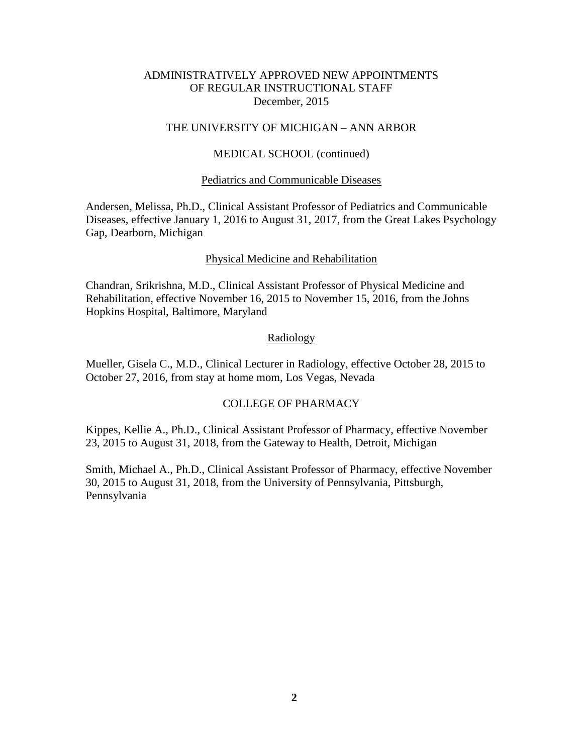# ADMINISTRATIVELY APPROVED NEW APPOINTMENTS OF REGULAR INSTRUCTIONAL STAFF

December, 2015

## THE UNIVERSITY OF MICHIGAN – ANN ARBOR

### MEDICAL SCHOOL (continued)

#### Pediatrics and Communicable Diseases

Andersen, Melissa, Ph.D., Clinical Assistant Professor of Pediatrics and Communicable Diseases, effective January 1, 2016 to August 31, 2017, from the Great Lakes Psychology Gap, Dearborn, Michigan

#### Physical Medicine and Rehabilitation

Chandran, Srikrishna, M.D., Clinical Assistant Professor of Physical Medicine and Rehabilitation, effective November 16, 2015 to November 15, 2016, from the Johns Hopkins Hospital, Baltimore, Maryland

#### Radiology

Mueller, Gisela C., M.D., Clinical Lecturer in Radiology, effective October 28, 2015 to October 27, 2016, from stay at home mom, Los Vegas, Nevada

### COLLEGE OF PHARMACY

Kippes, Kellie A., Ph.D., Clinical Assistant Professor of Pharmacy, effective November 23, 2015 to August 31, 2018, from the Gateway to Health, Detroit, Michigan

Smith, Michael A., Ph.D., Clinical Assistant Professor of Pharmacy, effective November 30, 2015 to August 31, 2018, from the University of Pennsylvania, Pittsburgh, Pennsylvania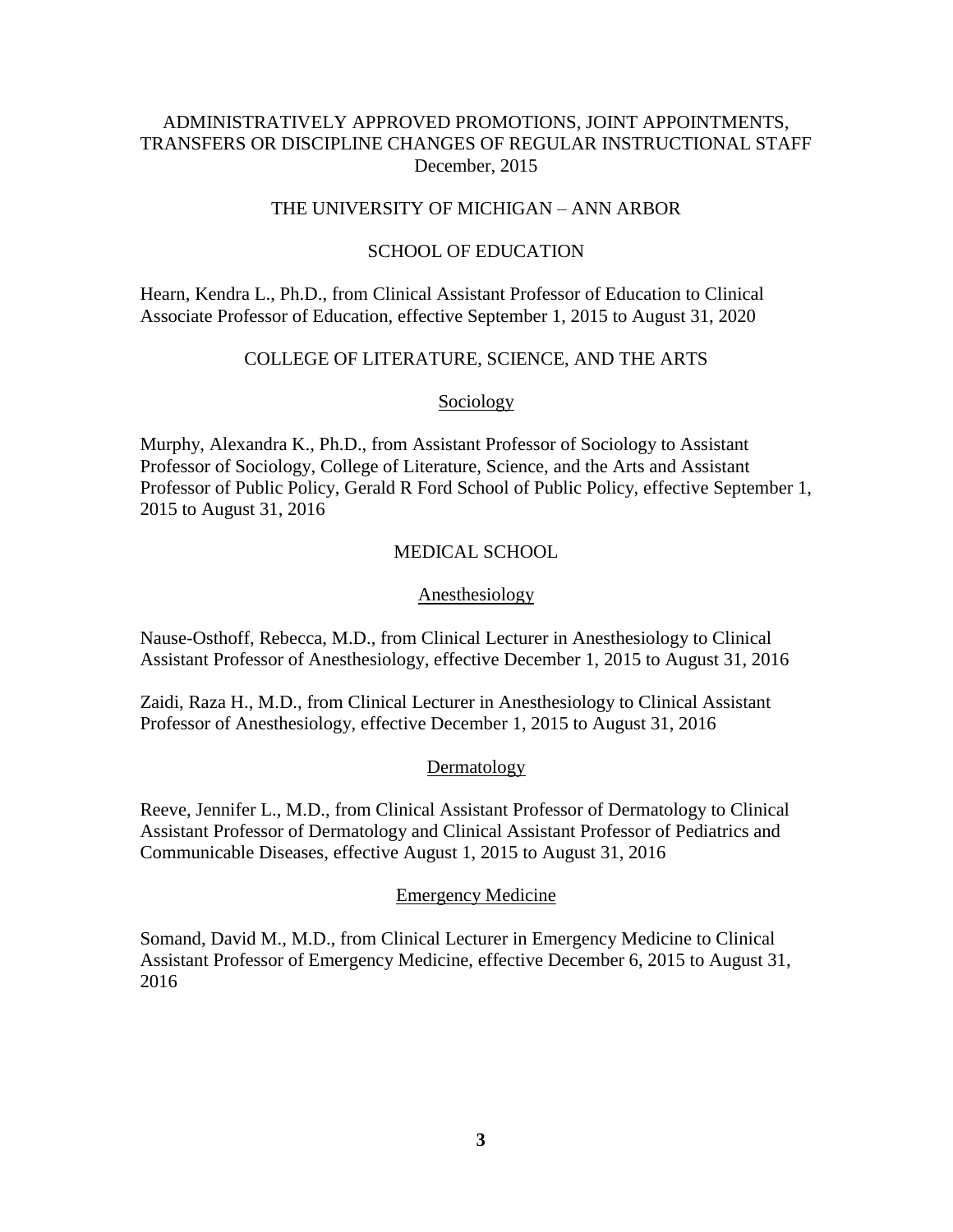# ADMINISTRATIVELY APPROVED PROMOTIONS, JOINT APPOINTMENTS, TRANSFERS OR DISCIPLINE CHANGES OF REGULAR INSTRUCTIONAL STAFF
December, 2015

## THE UNIVERSITY OF MICHIGAN – ANN ARBOR

### SCHOOL OF EDUCATION

Hearn, Kendra L., Ph.D., from Clinical Assistant Professor of Education to Clinical Associate Professor of Education, effective September 1, 2015 to August 31, 2020

### COLLEGE OF LITERATURE, SCIENCE, AND THE ARTS

#### Sociology

Murphy, Alexandra K., Ph.D., from Assistant Professor of Sociology to Assistant Professor of Sociology, College of Literature, Science, and the Arts and Assistant Professor of Public Policy, Gerald R Ford School of Public Policy, effective September 1, 2015 to August 31, 2016

### MEDICAL SCHOOL

#### Anesthesiology

Nause-Osthoff, Rebecca, M.D., from Clinical Lecturer in Anesthesiology to Clinical Assistant Professor of Anesthesiology, effective December 1, 2015 to August 31, 2016

Zaidi, Raza H., M.D., from Clinical Lecturer in Anesthesiology to Clinical Assistant Professor of Anesthesiology, effective December 1, 2015 to August 31, 2016

#### Dermatology

Reeve, Jennifer L., M.D., from Clinical Assistant Professor of Dermatology to Clinical Assistant Professor of Dermatology and Clinical Assistant Professor of Pediatrics and Communicable Diseases, effective August 1, 2015 to August 31, 2016

#### Emergency Medicine

Somand, David M., M.D., from Clinical Lecturer in Emergency Medicine to Clinical Assistant Professor of Emergency Medicine, effective December 6, 2015 to August 31, 2016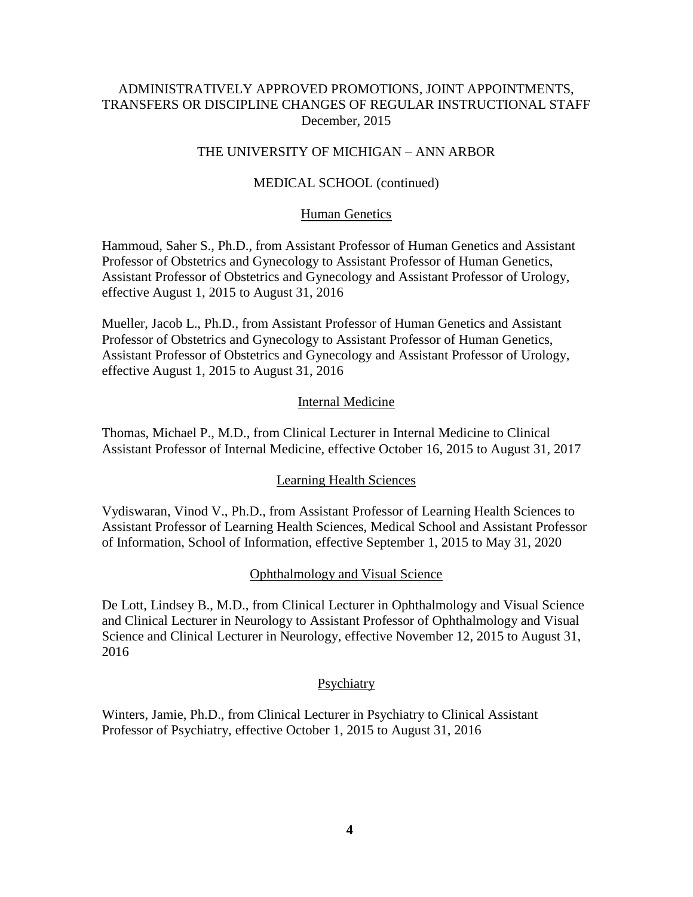ADMINISTRATIVELY APPROVED PROMOTIONS, JOINT APPOINTMENTS, TRANSFERS OR DISCIPLINE CHANGES OF REGULAR INSTRUCTIONAL STAFF
December, 2015

THE UNIVERSITY OF MICHIGAN – ANN ARBOR

MEDICAL SCHOOL (continued)

Human Genetics

Hammoud, Saher S., Ph.D., from Assistant Professor of Human Genetics and Assistant Professor of Obstetrics and Gynecology to Assistant Professor of Human Genetics, Assistant Professor of Obstetrics and Gynecology and Assistant Professor of Urology, effective August 1, 2015 to August 31, 2016

Mueller, Jacob L., Ph.D., from Assistant Professor of Human Genetics and Assistant Professor of Obstetrics and Gynecology to Assistant Professor of Human Genetics, Assistant Professor of Obstetrics and Gynecology and Assistant Professor of Urology, effective August 1, 2015 to August 31, 2016

Internal Medicine

Thomas, Michael P., M.D., from Clinical Lecturer in Internal Medicine to Clinical Assistant Professor of Internal Medicine, effective October 16, 2015 to August 31, 2017

Learning Health Sciences

Vydiswaran, Vinod V., Ph.D., from Assistant Professor of Learning Health Sciences to Assistant Professor of Learning Health Sciences, Medical School and Assistant Professor of Information, School of Information, effective September 1, 2015 to May 31, 2020

Ophthalmology and Visual Science

De Lott, Lindsey B., M.D., from Clinical Lecturer in Ophthalmology and Visual Science and Clinical Lecturer in Neurology to Assistant Professor of Ophthalmology and Visual Science and Clinical Lecturer in Neurology, effective November 12, 2015 to August 31, 2016

Psychiatry

Winters, Jamie, Ph.D., from Clinical Lecturer in Psychiatry to Clinical Assistant Professor of Psychiatry, effective October 1, 2015 to August 31, 2016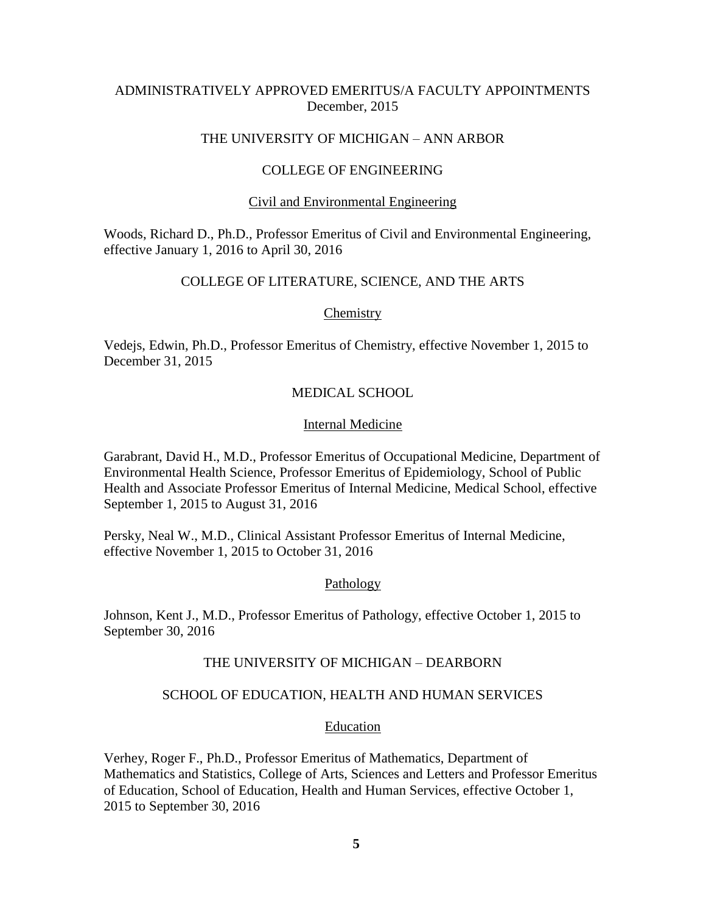# ADMINISTRATIVELY APPROVED EMERITUS/A FACULTY APPOINTMENTS
December, 2015

## THE UNIVERSITY OF MICHIGAN – ANN ARBOR

### COLLEGE OF ENGINEERING

#### Civil and Environmental Engineering

Woods, Richard D., Ph.D., Professor Emeritus of Civil and Environmental Engineering, effective January 1, 2016 to April 30, 2016

### COLLEGE OF LITERATURE, SCIENCE, AND THE ARTS

#### Chemistry

Vedejs, Edwin, Ph.D., Professor Emeritus of Chemistry, effective November 1, 2015 to December 31, 2015

### MEDICAL SCHOOL

#### Internal Medicine

Garabrant, David H., M.D., Professor Emeritus of Occupational Medicine, Department of Environmental Health Science, Professor Emeritus of Epidemiology, School of Public Health and Associate Professor Emeritus of Internal Medicine, Medical School, effective September 1, 2015 to August 31, 2016

Persky, Neal W., M.D., Clinical Assistant Professor Emeritus of Internal Medicine, effective November 1, 2015 to October 31, 2016

#### Pathology

Johnson, Kent J., M.D., Professor Emeritus of Pathology, effective October 1, 2015 to September 30, 2016

## THE UNIVERSITY OF MICHIGAN – DEARBORN

### SCHOOL OF EDUCATION, HEALTH AND HUMAN SERVICES

#### Education

Verhey, Roger F., Ph.D., Professor Emeritus of Mathematics, Department of Mathematics and Statistics, College of Arts, Sciences and Letters and Professor Emeritus of Education, School of Education, Health and Human Services, effective October 1, 2015 to September 30, 2016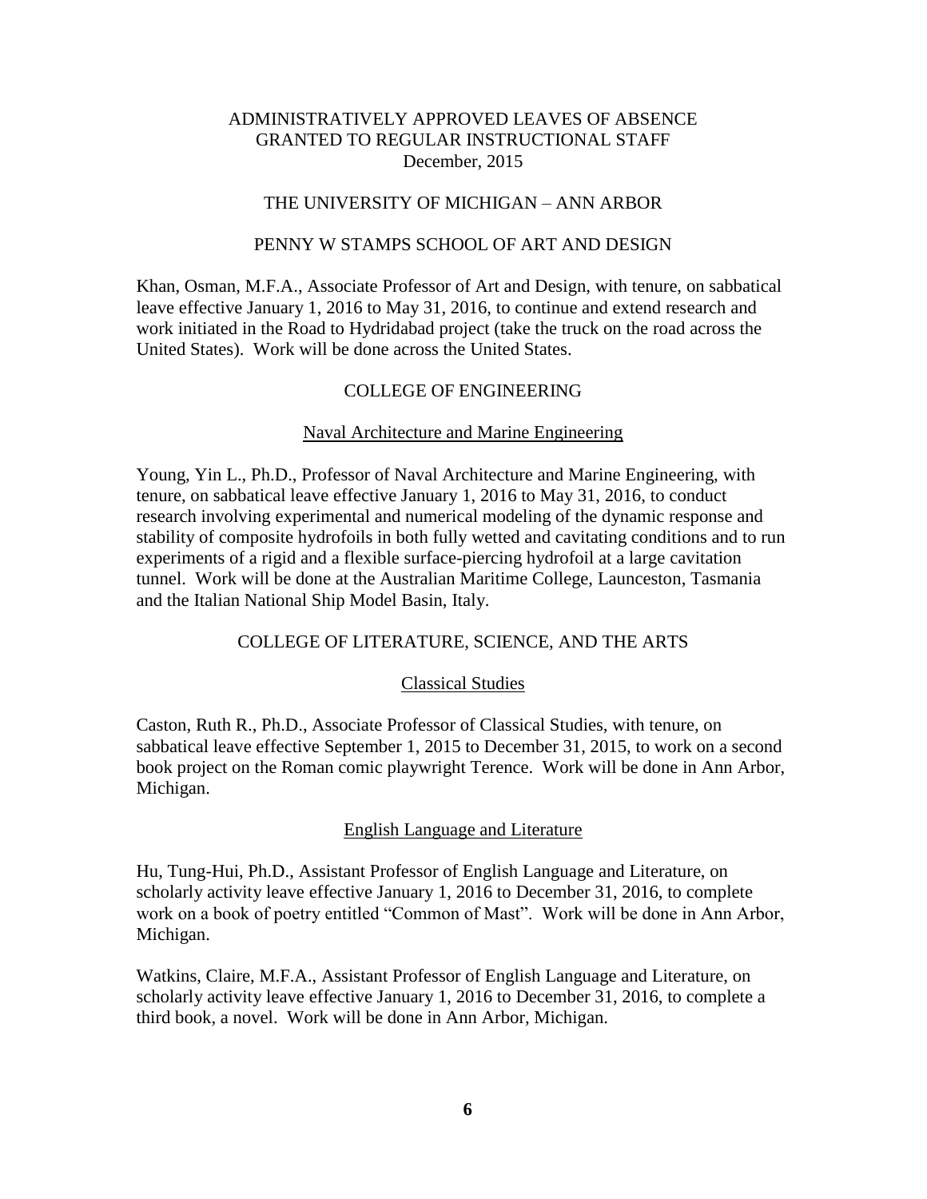# ADMINISTRATIVELY APPROVED LEAVES OF ABSENCE GRANTED TO REGULAR INSTRUCTIONAL STAFF

December, 2015

## THE UNIVERSITY OF MICHIGAN – ANN ARBOR

### PENNY W STAMPS SCHOOL OF ART AND DESIGN

Khan, Osman, M.F.A., Associate Professor of Art and Design, with tenure, on sabbatical leave effective January 1, 2016 to May 31, 2016, to continue and extend research and work initiated in the Road to Hydridabad project (take the truck on the road across the United States). Work will be done across the United States.

### COLLEGE OF ENGINEERING

#### Naval Architecture and Marine Engineering

Young, Yin L., Ph.D., Professor of Naval Architecture and Marine Engineering, with tenure, on sabbatical leave effective January 1, 2016 to May 31, 2016, to conduct research involving experimental and numerical modeling of the dynamic response and stability of composite hydrofoils in both fully wetted and cavitating conditions and to run experiments of a rigid and a flexible surface-piercing hydrofoil at a large cavitation tunnel. Work will be done at the Australian Maritime College, Launceston, Tasmania and the Italian National Ship Model Basin, Italy.

### COLLEGE OF LITERATURE, SCIENCE, AND THE ARTS

#### Classical Studies

Caston, Ruth R., Ph.D., Associate Professor of Classical Studies, with tenure, on sabbatical leave effective September 1, 2015 to December 31, 2015, to work on a second book project on the Roman comic playwright Terence. Work will be done in Ann Arbor, Michigan.

#### English Language and Literature

Hu, Tung-Hui, Ph.D., Assistant Professor of English Language and Literature, on scholarly activity leave effective January 1, 2016 to December 31, 2016, to complete work on a book of poetry entitled "Common of Mast". Work will be done in Ann Arbor, Michigan.

Watkins, Claire, M.F.A., Assistant Professor of English Language and Literature, on scholarly activity leave effective January 1, 2016 to December 31, 2016, to complete a third book, a novel. Work will be done in Ann Arbor, Michigan.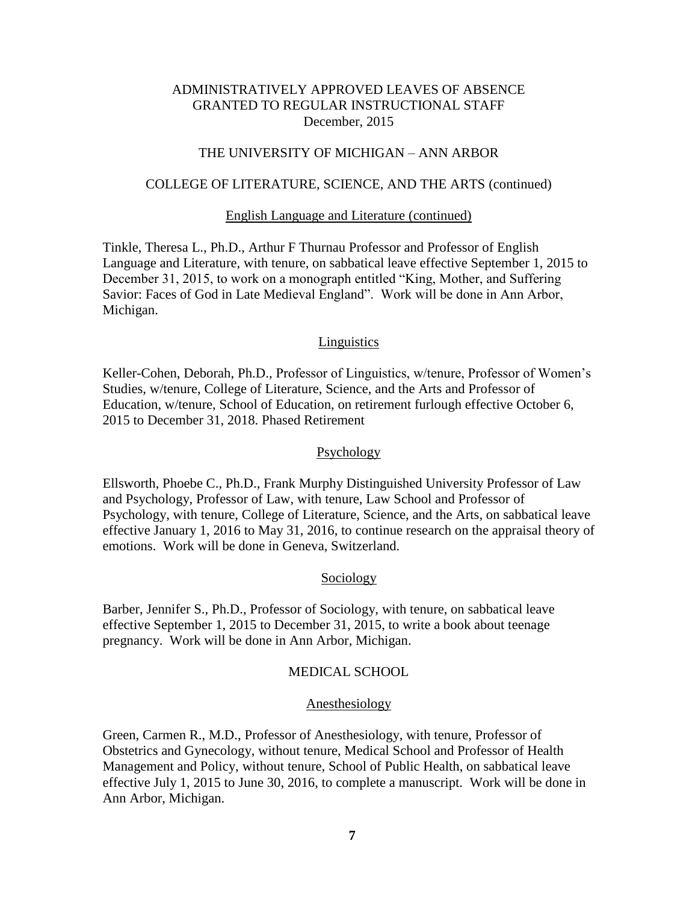ADMINISTRATIVELY APPROVED LEAVES OF ABSENCE
GRANTED TO REGULAR INSTRUCTIONAL STAFF
December, 2015

THE UNIVERSITY OF MICHIGAN – ANN ARBOR

COLLEGE OF LITERATURE, SCIENCE, AND THE ARTS (continued)

English Language and Literature (continued)

Tinkle, Theresa L., Ph.D., Arthur F Thurnau Professor and Professor of English Language and Literature, with tenure, on sabbatical leave effective September 1, 2015 to December 31, 2015, to work on a monograph entitled "King, Mother, and Suffering Savior: Faces of God in Late Medieval England". Work will be done in Ann Arbor, Michigan.

Linguistics

Keller-Cohen, Deborah, Ph.D., Professor of Linguistics, w/tenure, Professor of Women's Studies, w/tenure, College of Literature, Science, and the Arts and Professor of Education, w/tenure, School of Education, on retirement furlough effective October 6, 2015 to December 31, 2018. Phased Retirement

Psychology

Ellsworth, Phoebe C., Ph.D., Frank Murphy Distinguished University Professor of Law and Psychology, Professor of Law, with tenure, Law School and Professor of Psychology, with tenure, College of Literature, Science, and the Arts, on sabbatical leave effective January 1, 2016 to May 31, 2016, to continue research on the appraisal theory of emotions. Work will be done in Geneva, Switzerland.

Sociology

Barber, Jennifer S., Ph.D., Professor of Sociology, with tenure, on sabbatical leave effective September 1, 2015 to December 31, 2015, to write a book about teenage pregnancy. Work will be done in Ann Arbor, Michigan.

MEDICAL SCHOOL

Anesthesiology

Green, Carmen R., M.D., Professor of Anesthesiology, with tenure, Professor of Obstetrics and Gynecology, without tenure, Medical School and Professor of Health Management and Policy, without tenure, School of Public Health, on sabbatical leave effective July 1, 2015 to June 30, 2016, to complete a manuscript. Work will be done in Ann Arbor, Michigan.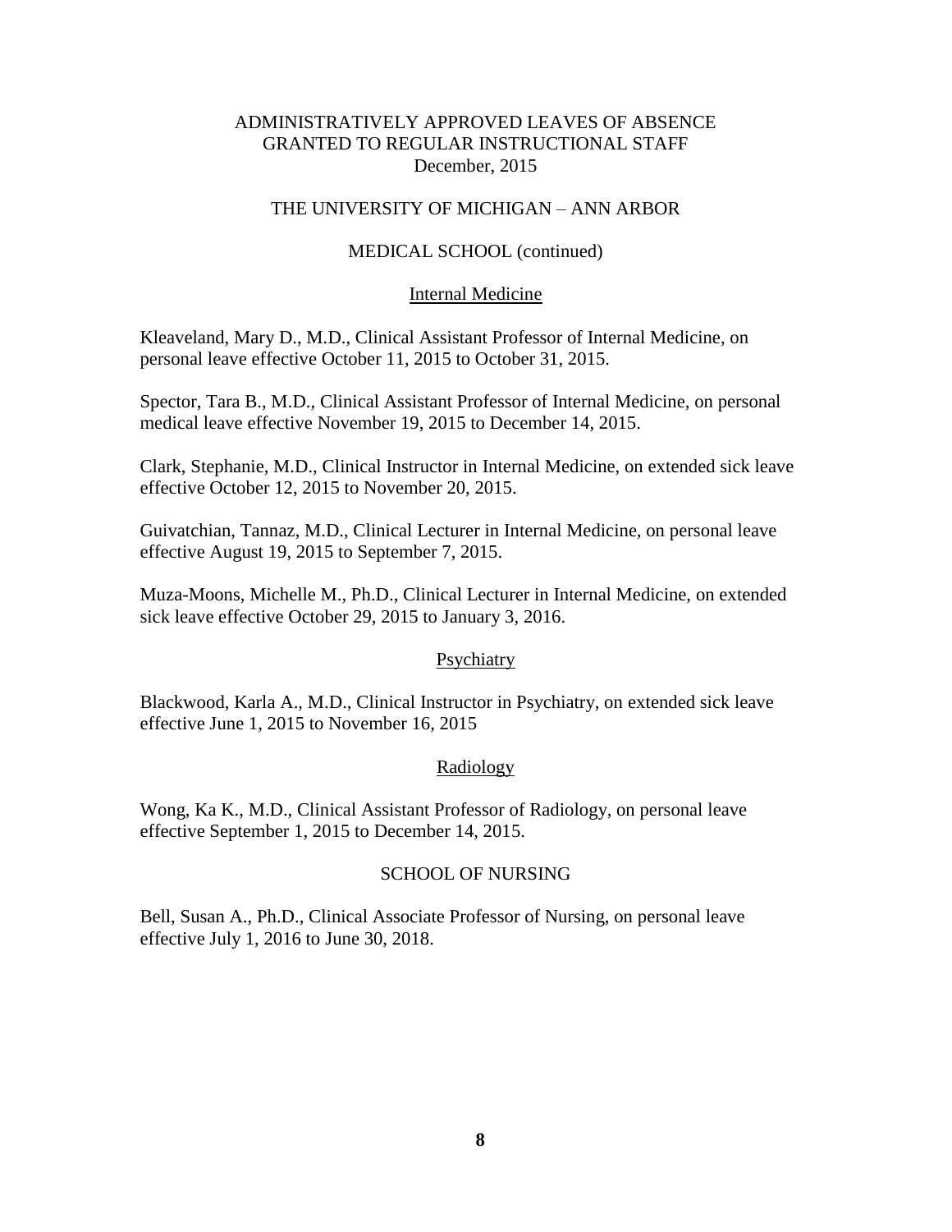ADMINISTRATIVELY APPROVED LEAVES OF ABSENCE
GRANTED TO REGULAR INSTRUCTIONAL STAFF
December, 2015

THE UNIVERSITY OF MICHIGAN – ANN ARBOR

## MEDICAL SCHOOL (continued)

### Internal Medicine

Kleaveland, Mary D., M.D., Clinical Assistant Professor of Internal Medicine, on personal leave effective October 11, 2015 to October 31, 2015.

Spector, Tara B., M.D., Clinical Assistant Professor of Internal Medicine, on personal medical leave effective November 19, 2015 to December 14, 2015.

Clark, Stephanie, M.D., Clinical Instructor in Internal Medicine, on extended sick leave effective October 12, 2015 to November 20, 2015.

Guivatchian, Tannaz, M.D., Clinical Lecturer in Internal Medicine, on personal leave effective August 19, 2015 to September 7, 2015.

Muza-Moons, Michelle M., Ph.D., Clinical Lecturer in Internal Medicine, on extended sick leave effective October 29, 2015 to January 3, 2016.

### Psychiatry

Blackwood, Karla A., M.D., Clinical Instructor in Psychiatry, on extended sick leave effective June 1, 2015 to November 16, 2015

### Radiology

Wong, Ka K., M.D., Clinical Assistant Professor of Radiology, on personal leave effective September 1, 2015 to December 14, 2015.

## SCHOOL OF NURSING

Bell, Susan A., Ph.D., Clinical Associate Professor of Nursing, on personal leave effective July 1, 2016 to June 30, 2018.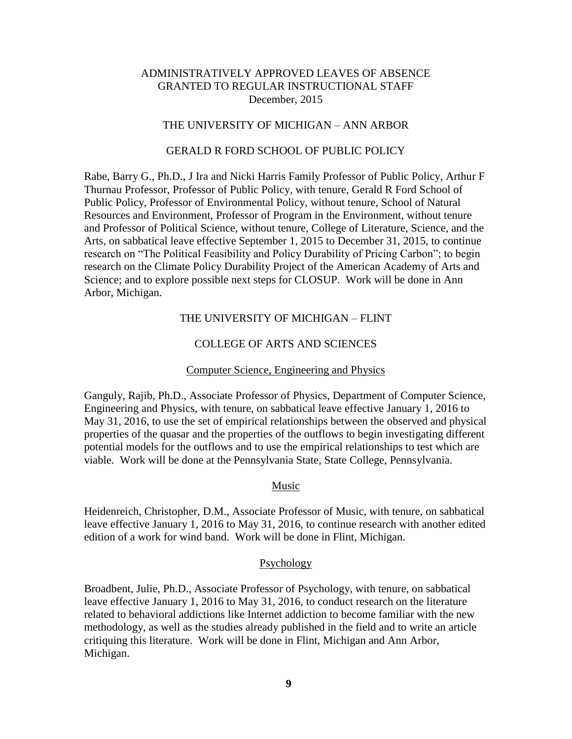ADMINISTRATIVELY APPROVED LEAVES OF ABSENCE
GRANTED TO REGULAR INSTRUCTIONAL STAFF
December, 2015

## THE UNIVERSITY OF MICHIGAN – ANN ARBOR

### GERALD R FORD SCHOOL OF PUBLIC POLICY

Rabe, Barry G., Ph.D., J Ira and Nicki Harris Family Professor of Public Policy, Arthur F Thurnau Professor, Professor of Public Policy, with tenure, Gerald R Ford School of Public Policy, Professor of Environmental Policy, without tenure, School of Natural Resources and Environment, Professor of Program in the Environment, without tenure and Professor of Political Science, without tenure, College of Literature, Science, and the Arts, on sabbatical leave effective September 1, 2015 to December 31, 2015, to continue research on "The Political Feasibility and Policy Durability of Pricing Carbon"; to begin research on the Climate Policy Durability Project of the American Academy of Arts and Science; and to explore possible next steps for CLOSUP. Work will be done in Ann Arbor, Michigan.

## THE UNIVERSITY OF MICHIGAN – FLINT

### COLLEGE OF ARTS AND SCIENCES

#### Computer Science, Engineering and Physics

Ganguly, Rajib, Ph.D., Associate Professor of Physics, Department of Computer Science, Engineering and Physics, with tenure, on sabbatical leave effective January 1, 2016 to May 31, 2016, to use the set of empirical relationships between the observed and physical properties of the quasar and the properties of the outflows to begin investigating different potential models for the outflows and to use the empirical relationships to test which are viable. Work will be done at the Pennsylvania State, State College, Pennsylvania.

#### Music

Heidenreich, Christopher, D.M., Associate Professor of Music, with tenure, on sabbatical leave effective January 1, 2016 to May 31, 2016, to continue research with another edited edition of a work for wind band. Work will be done in Flint, Michigan.

#### Psychology

Broadbent, Julie, Ph.D., Associate Professor of Psychology, with tenure, on sabbatical leave effective January 1, 2016 to May 31, 2016, to conduct research on the literature related to behavioral addictions like Internet addiction to become familiar with the new methodology, as well as the studies already published in the field and to write an article critiquing this literature. Work will be done in Flint, Michigan and Ann Arbor, Michigan.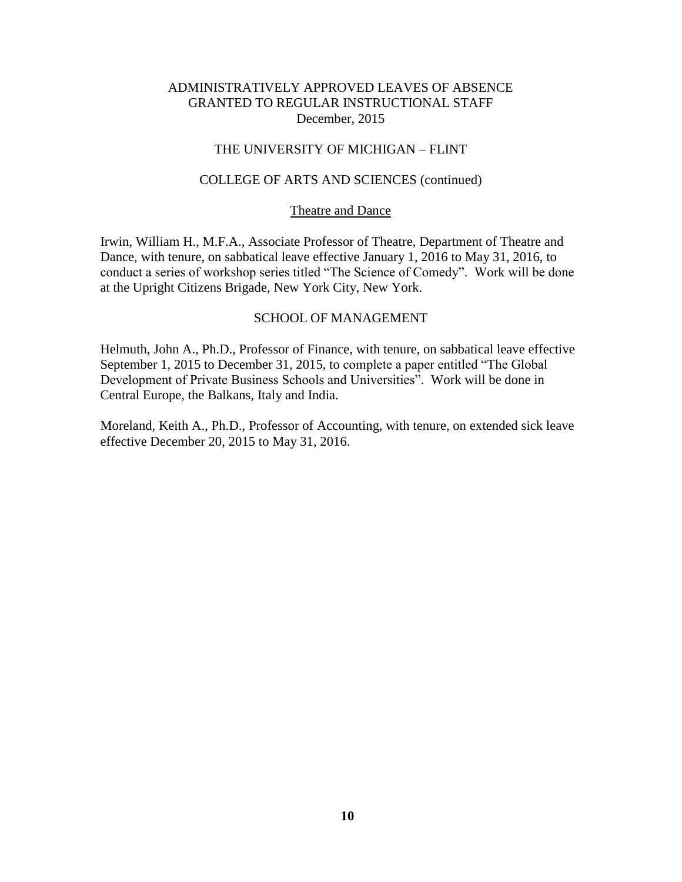ADMINISTRATIVELY APPROVED LEAVES OF ABSENCE
GRANTED TO REGULAR INSTRUCTIONAL STAFF
December, 2015

THE UNIVERSITY OF MICHIGAN – FLINT

COLLEGE OF ARTS AND SCIENCES (continued)

Theatre and Dance

Irwin, William H., M.F.A., Associate Professor of Theatre, Department of Theatre and Dance, with tenure, on sabbatical leave effective January 1, 2016 to May 31, 2016, to conduct a series of workshop series titled "The Science of Comedy". Work will be done at the Upright Citizens Brigade, New York City, New York.

SCHOOL OF MANAGEMENT

Helmuth, John A., Ph.D., Professor of Finance, with tenure, on sabbatical leave effective September 1, 2015 to December 31, 2015, to complete a paper entitled "The Global Development of Private Business Schools and Universities". Work will be done in Central Europe, the Balkans, Italy and India.

Moreland, Keith A., Ph.D., Professor of Accounting, with tenure, on extended sick leave effective December 20, 2015 to May 31, 2016.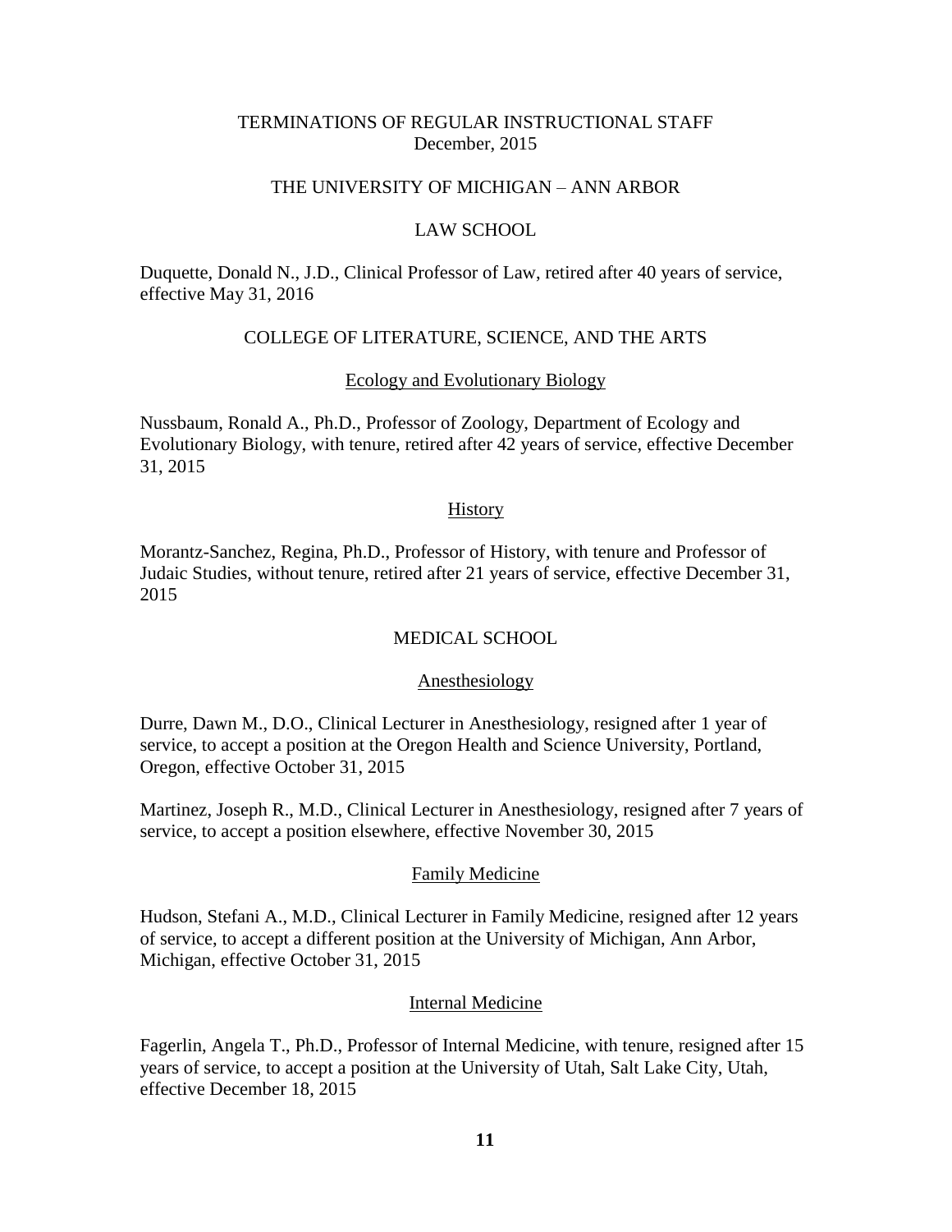# TERMINATIONS OF REGULAR INSTRUCTIONAL STAFF
December, 2015

## THE UNIVERSITY OF MICHIGAN – ANN ARBOR

### LAW SCHOOL

Duquette, Donald N., J.D., Clinical Professor of Law, retired after 40 years of service, effective May 31, 2016

### COLLEGE OF LITERATURE, SCIENCE, AND THE ARTS

#### Ecology and Evolutionary Biology

Nussbaum, Ronald A., Ph.D., Professor of Zoology, Department of Ecology and Evolutionary Biology, with tenure, retired after 42 years of service, effective December 31, 2015

#### History

Morantz-Sanchez, Regina, Ph.D., Professor of History, with tenure and Professor of Judaic Studies, without tenure, retired after 21 years of service, effective December 31, 2015

### MEDICAL SCHOOL

#### Anesthesiology

Durre, Dawn M., D.O., Clinical Lecturer in Anesthesiology, resigned after 1 year of service, to accept a position at the Oregon Health and Science University, Portland, Oregon, effective October 31, 2015

Martinez, Joseph R., M.D., Clinical Lecturer in Anesthesiology, resigned after 7 years of service, to accept a position elsewhere, effective November 30, 2015

#### Family Medicine

Hudson, Stefani A., M.D., Clinical Lecturer in Family Medicine, resigned after 12 years of service, to accept a different position at the University of Michigan, Ann Arbor, Michigan, effective October 31, 2015

#### Internal Medicine

Fagerlin, Angela T., Ph.D., Professor of Internal Medicine, with tenure, resigned after 15 years of service, to accept a position at the University of Utah, Salt Lake City, Utah, effective December 18, 2015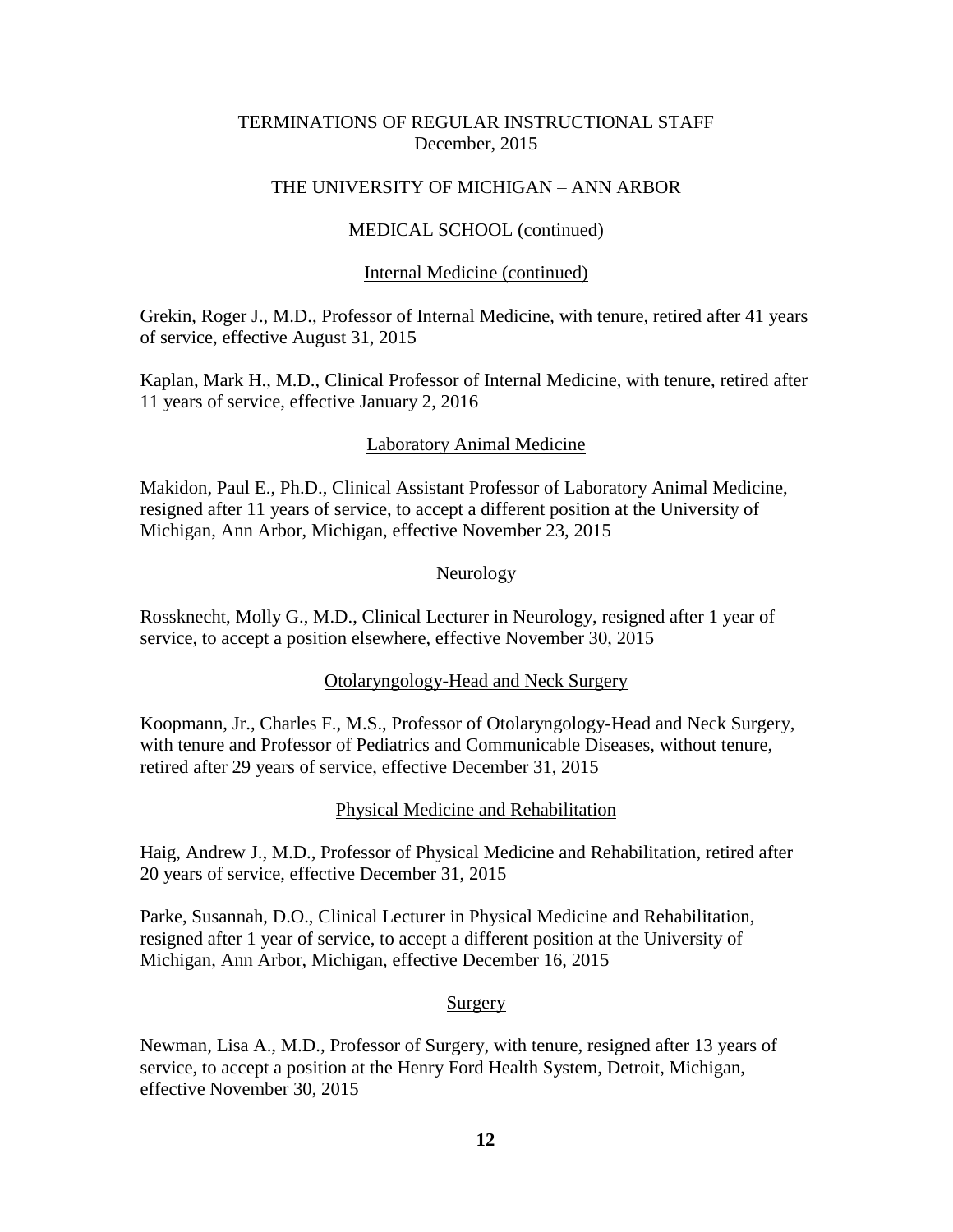# TERMINATIONS OF REGULAR INSTRUCTIONAL STAFF
December, 2015

## THE UNIVERSITY OF MICHIGAN – ANN ARBOR

### MEDICAL SCHOOL (continued)

#### Internal Medicine (continued)

Grekin, Roger J., M.D., Professor of Internal Medicine, with tenure, retired after 41 years of service, effective August 31, 2015

Kaplan, Mark H., M.D., Clinical Professor of Internal Medicine, with tenure, retired after 11 years of service, effective January 2, 2016

#### Laboratory Animal Medicine

Makidon, Paul E., Ph.D., Clinical Assistant Professor of Laboratory Animal Medicine, resigned after 11 years of service, to accept a different position at the University of Michigan, Ann Arbor, Michigan, effective November 23, 2015

#### Neurology

Rossknecht, Molly G., M.D., Clinical Lecturer in Neurology, resigned after 1 year of service, to accept a position elsewhere, effective November 30, 2015

#### Otolaryngology-Head and Neck Surgery

Koopmann, Jr., Charles F., M.S., Professor of Otolaryngology-Head and Neck Surgery, with tenure and Professor of Pediatrics and Communicable Diseases, without tenure, retired after 29 years of service, effective December 31, 2015

#### Physical Medicine and Rehabilitation

Haig, Andrew J., M.D., Professor of Physical Medicine and Rehabilitation, retired after 20 years of service, effective December 31, 2015

Parke, Susannah, D.O., Clinical Lecturer in Physical Medicine and Rehabilitation, resigned after 1 year of service, to accept a different position at the University of Michigan, Ann Arbor, Michigan, effective December 16, 2015

#### Surgery

Newman, Lisa A., M.D., Professor of Surgery, with tenure, resigned after 13 years of service, to accept a position at the Henry Ford Health System, Detroit, Michigan, effective November 30, 2015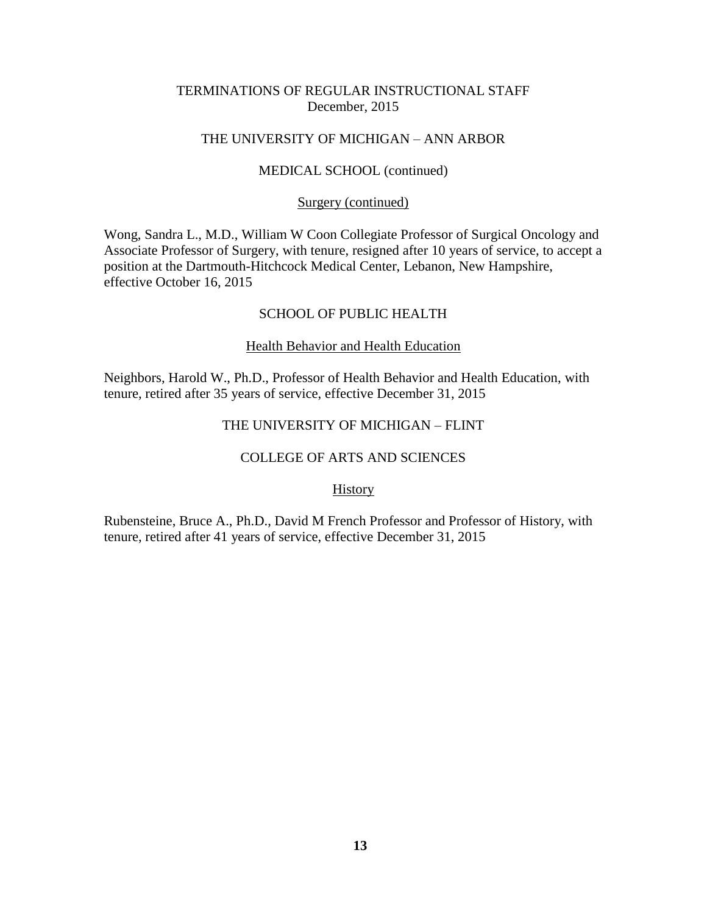# TERMINATIONS OF REGULAR INSTRUCTIONAL STAFF
December, 2015

## THE UNIVERSITY OF MICHIGAN – ANN ARBOR

### MEDICAL SCHOOL (continued)

#### Surgery (continued)

Wong, Sandra L., M.D., William W Coon Collegiate Professor of Surgical Oncology and Associate Professor of Surgery, with tenure, resigned after 10 years of service, to accept a position at the Dartmouth-Hitchcock Medical Center, Lebanon, New Hampshire, effective October 16, 2015

### SCHOOL OF PUBLIC HEALTH

#### Health Behavior and Health Education

Neighbors, Harold W., Ph.D., Professor of Health Behavior and Health Education, with tenure, retired after 35 years of service, effective December 31, 2015

## THE UNIVERSITY OF MICHIGAN – FLINT

### COLLEGE OF ARTS AND SCIENCES

#### History

Rubensteine, Bruce A., Ph.D., David M French Professor and Professor of History, with tenure, retired after 41 years of service, effective December 31, 2015